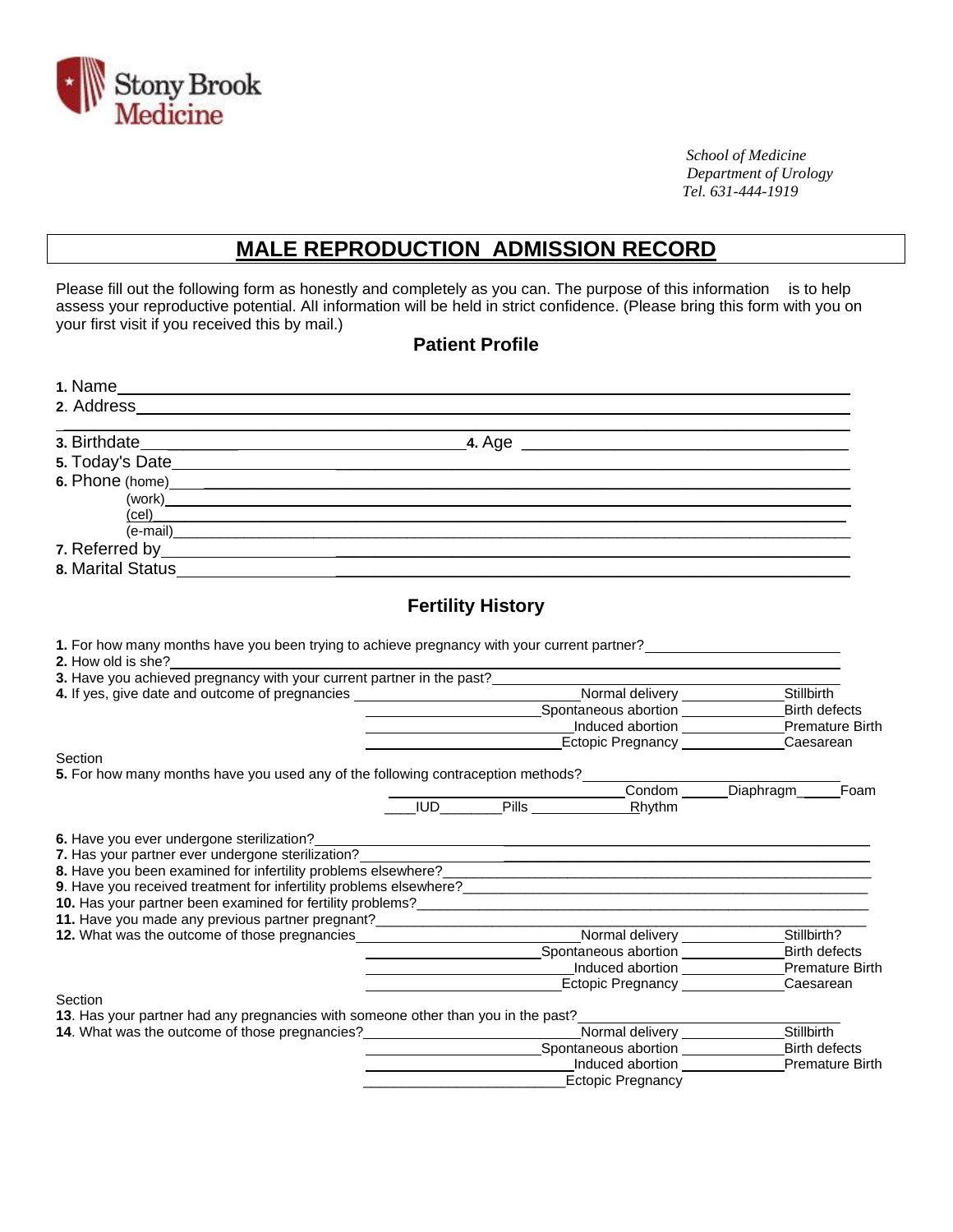Stony Brook Medicine

*School of Medicine*
*Department of Urology*
*Tel. 631-444-1919*

# MALE REPRODUCTION ADMISSION RECORD

Please fill out the following form as honestly and completely as you can. The purpose of this information is to help assess your reproductive potential. All information will be held in strict confidence. (Please bring this form with you on your first visit if you received this by mail.)

## Patient Profile

**1.** Name___________________________________

**2**. Address___________________________________

___________________________________

**3.** Birthdate___________________ **4.** Age ___________________

**5.** Today's Date___________________________________

**6.** Phone (home)___________________________________

(work)___________________________________

(cel)___________________________________

(e-mail)___________________________________

**7.** Referred by___________________________________

**8.** Marital Status___________________________________

## Fertility History

**1.** For how many months have you been trying to achieve pregnancy with your current partner?__________

**2.** How old is she?__________

**3.** Have you achieved pregnancy with your current partner in the past?__________

**4.** If yes, give date and outcome of pregnancies __________Normal delivery __________Stillbirth

__________Spontaneous abortion __________Birth defects

__________Induced abortion __________Premature Birth

__________Ectopic Pregnancy __________Caesarean

Section

**5.** For how many months have you used any of the following contraception methods?__________

__________Condom ______Diaphragm______Foam

____IUD________Pills ______________Rhythm

**6.** Have you ever undergone sterilization?__________

**7.** Has your partner ever undergone sterilization?__________

**8.** Have you been examined for infertility problems elsewhere?__________

**9**. Have you received treatment for infertility problems elsewhere?__________

**10.** Has your partner been examined for fertility problems?__________

**11.** Have you made any previous partner pregnant?__________

**12.** What was the outcome of those pregnancies__________Normal delivery __________Stillbirth?

__________Spontaneous abortion __________Birth defects

__________Induced abortion __________Premature Birth

__________Ectopic Pregnancy __________Caesarean

Section

**13**. Has your partner had any pregnancies with someone other than you in the past?__________

**14**. What was the outcome of those pregnancies?__________Normal delivery __________Stillbirth

__________Spontaneous abortion __________Birth defects

__________Induced abortion __________Premature Birth

__________Ectopic Pregnancy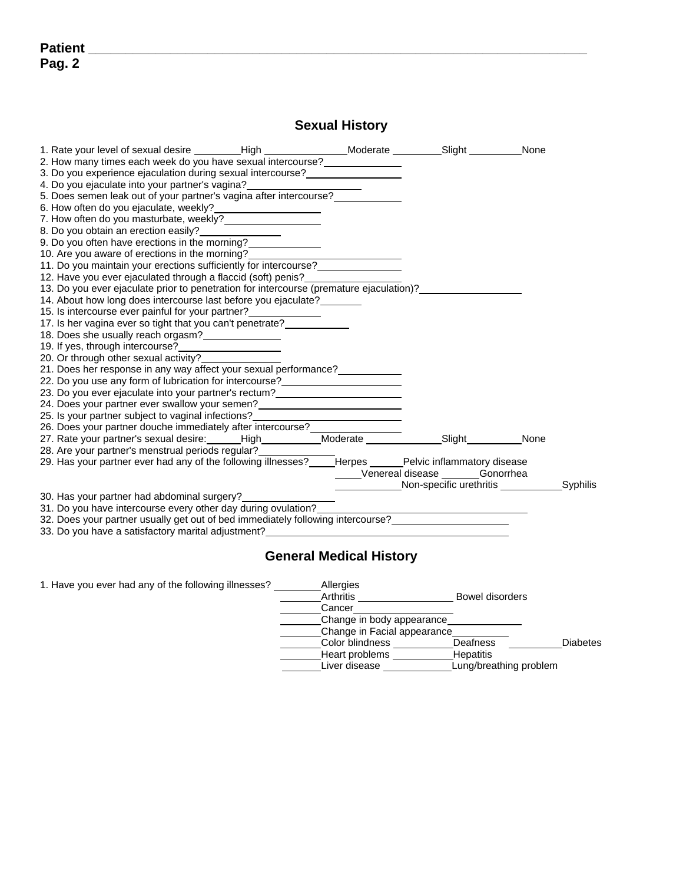**Patient** ____________________________________________________________________
**Pag. 2**

## Sexual History

1. Rate your level of sexual desire ________High ______________Moderate ________Slight _________None
2. How many times each week do you have sexual intercourse?____________
3. Do you experience ejaculation during sexual intercourse?________________
4. Do you ejaculate into your partner's vagina?___________________
5. Does semen leak out of your partner's vagina after intercourse?___________
6. How often do you ejaculate, weekly?__________________
7. How often do you masturbate, weekly?________________
8. Do you obtain an erection easily?______________
9. Do you often have erections in the morning?____________
10. Are you aware of erections in the morning?____________________________
11. Do you maintain your erections sufficiently for intercourse?______________
12. Have you ever ejaculated through a flaccid (soft) penis?________________
13. Do you ever ejaculate prior to penetration for intercourse (premature ejaculation)?_________________
14. About how long does intercourse last before you ejaculate?_______
15. Is intercourse ever painful for your partner?____________
17. Is her vagina ever so tight that you can't penetrate?__________
18. Does she usually reach orgasm?____________
19. If yes, through intercourse?_______________
20. Or through other sexual activity?_____________
21. Does her response in any way affect your sexual performance?__________
22. Do you use any form of lubrication for intercourse?_________________
23. Do you ever ejaculate into your partner's rectum?___________________
24. Does your partner ever swallow your semen?______________________
25. Is your partner subject to vaginal infections?_______________________
26. Does your partner douche immediately after intercourse?_______________
27. Rate your partner's sexual desire:______High__________Moderate _____________Slight__________None
28. Are your partner's menstrual periods regular?____________
29. Has your partner ever had any of the following illnesses?____Herpes _____Pelvic inflammatory disease
_____Venereal disease ______Gonorrhea
___________Non-specific urethritis ___________Syphilis
30. Has your partner had abdominal surgery?________________
31. Do you have intercourse every other day during ovulation?__________________________________
32. Does your partner usually get out of bed immediately following intercourse?___________________
33. Do you have a satisfactory marital adjustment?_______________________________________

## General Medical History

1. Have you ever had any of the following illnesses? ________Allergies
________Arthritis ________________ Bowel disorders
________Cancer_________________
________Change in body appearance____________
________Change in Facial appearance__________
________Color blindness __________Deafness _________Diabetes
________Heart problems __________Hepatitis
________Liver disease ___________Lung/breathing problem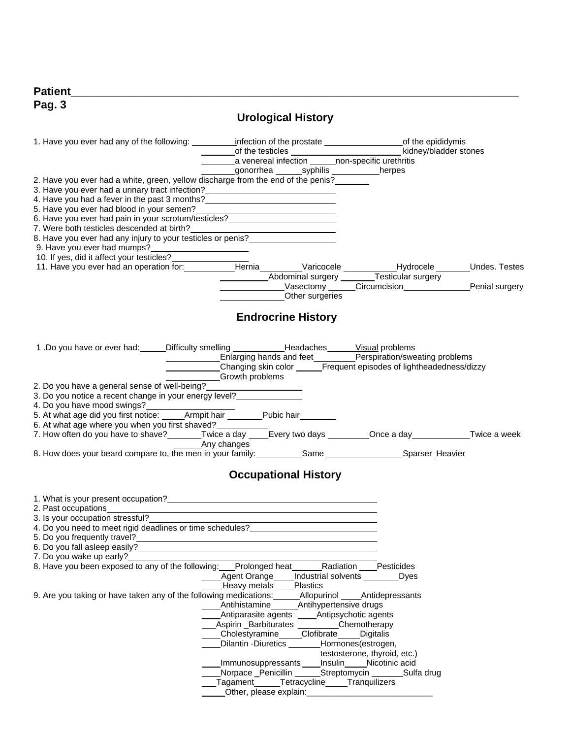**Patient**\_\_\_\_\_\_\_\_\_\_\_\_\_\_\_\_\_\_\_\_\_\_\_\_\_\_\_\_\_\_\_\_\_\_\_\_\_\_\_\_\_\_\_\_\_\_\_\_\_\_\_\_\_\_\_\_\_\_\_\_\_\_\_\_\_\_\_\_\_\_

**Pag. 3**

## Urological History

1. Have you ever had any of the following: \_\_\_\_\_\_\_\_infection of the prostate \_\_\_\_\_\_\_\_\_\_\_\_\_\_\_of the epididymis
   \_\_\_\_\_\_\_of the testicles \_\_\_\_\_\_\_\_\_\_\_\_\_\_\_\_\_\_kidney/bladder stones
   \_\_\_\_\_\_\_a venereal infection \_\_\_\_\_non-specific urethritis
   \_\_\_\_\_\_\_gonorrhea \_\_\_\_\_syphilis \_\_\_\_\_\_\_\_\_herpes
2. Have you ever had a white, green, yellow discharge from the end of the penis?\_\_\_\_\_\_
3. Have you ever had a urinary tract infection?\_\_\_\_\_\_\_\_\_\_\_\_\_\_\_\_\_\_\_\_\_\_\_\_
4. Have you had a fever in the past 3 months?\_\_\_\_\_\_\_\_\_\_\_\_\_\_\_\_\_\_\_\_\_\_\_\_
5. Have you ever had blood in your semen?\_\_\_\_\_\_\_\_\_\_\_\_\_\_\_\_\_\_\_\_\_\_\_\_\_\_\_
6. Have you ever had pain in your scrotum/testicles?\_\_\_\_\_\_\_\_\_\_\_\_\_\_\_\_\_\_\_\_
7. Were both testicles descended at birth?\_\_\_\_\_\_\_\_\_\_\_\_\_\_\_\_\_\_\_\_\_\_\_\_\_\_\_
8. Have you ever had any injury to your testicles or penis?\_\_\_\_\_\_\_\_\_\_\_\_\_\_\_\_
9. Have you ever had mumps?\_\_\_\_\_\_\_\_\_\_\_\_\_\_\_\_\_\_
10. If yes, did it affect your testicles?\_\_\_\_\_\_\_\_\_\_\_\_\_\_\_
11. Have you ever had an operation for:\_\_\_\_\_\_\_\_\_\_Hernia\_\_\_\_\_\_\_\_Varicocele \_\_\_\_\_\_\_\_\_\_Hydrocele \_\_\_\_\_\_Undes. Testes
    \_\_\_\_\_\_\_\_\_\_Abdominal surgery \_\_\_\_\_\_\_Testicular surgery
    \_\_\_\_\_\_\_\_\_\_\_\_Vasectomy \_\_\_\_\_Circumcision\_\_\_\_\_\_\_\_\_\_\_\_\_Penial surgery
    \_\_\_\_\_\_\_\_\_\_\_\_Other surgeries

## Endrocrine History

1. Do you have or ever had:\_\_\_\_\_Difficulty smelling \_\_\_\_\_\_\_\_\_\_Headaches\_\_\_\_\_\_Visual problems
   \_\_\_\_\_\_\_\_\_\_Enlarging hands and feet\_\_\_\_\_\_\_\_Perspiration/sweating problems
   \_\_\_\_\_\_\_\_\_\_Changing skin color \_\_\_\_\_Frequent episodes of lightheadedness/dizzy
   \_\_\_\_\_\_\_\_\_\_Growth problems
2. Do you have a general sense of well-being?\_\_\_\_\_\_\_\_\_\_\_\_\_\_\_\_\_\_
3. Do you notice a recent change in your energy level?\_\_\_\_\_\_\_\_\_\_\_\_\_
4. Do you have mood swings?\_\_\_\_\_\_\_\_\_\_\_\_\_\_\_\_\_\_
5. At what age did you first notice: \_\_\_\_\_Armpit hair \_\_\_\_\_\_\_Pubic hair\_\_\_\_\_\_\_
6. At what age where you when you first shaved?\_\_\_\_\_\_\_\_\_\_
7. How often do you have to shave?\_\_\_\_\_\_\_Twice a day \_\_\_\_Every two days \_\_\_\_\_\_\_\_Once a day\_\_\_\_\_\_\_\_\_\_\_Twice a week
   \_\_\_\_\_\_Any changes
8. How does your beard compare to, the men in your family:\_\_\_\_\_\_\_\_\_Same \_\_\_\_\_\_\_\_\_\_\_\_\_\_\_Sparser Heavier

## Occupational History

1. What is your present occupation?\_\_\_\_\_\_\_\_\_\_\_\_\_\_\_\_\_\_\_\_\_\_\_\_\_\_\_\_\_\_\_\_\_\_\_\_\_\_\_\_
2. Past occupations\_\_\_\_\_\_\_\_\_\_\_\_\_\_\_\_\_\_\_\_\_\_\_\_\_\_\_\_\_\_\_\_\_\_\_\_\_\_\_\_\_\_\_\_\_\_\_\_\_\_\_\_
3. Is your occupation stressful?\_\_\_\_\_\_\_\_\_\_\_\_\_\_\_\_\_\_\_\_\_\_\_\_\_\_\_\_\_\_\_\_\_\_\_\_\_\_\_\_\_\_\_\_
4. Do you need to meet rigid deadlines or time schedules?\_\_\_\_\_\_\_\_\_\_\_\_\_\_\_\_\_\_\_\_\_\_\_\_\_
5. Do you frequently travel?\_\_\_\_\_\_\_\_\_\_\_\_\_\_\_\_\_\_\_\_\_\_\_\_\_\_\_\_\_\_\_\_\_\_\_\_\_\_\_\_\_\_\_\_\_\_\_
6. Do you fall asleep easily?\_\_\_\_\_\_\_\_\_\_\_\_\_\_\_\_\_\_\_\_\_\_\_\_\_\_\_\_\_\_\_\_\_\_\_\_\_\_\_\_\_\_\_\_\_\_
7. Do you wake up early?\_\_\_\_\_\_\_\_\_\_\_\_\_\_\_\_\_\_\_\_\_\_\_\_\_\_\_\_\_\_\_\_\_\_\_\_\_\_\_\_\_\_\_\_\_\_\_\_\_
8. Have you been exposed to any of the following:\_\_\_Prolonged heat\_\_\_\_\_\_Radiation \_\_\_\_Pesticides
   \_\_\_\_Agent Orange\_\_\_\_Industrial solvents \_\_\_\_\_\_\_Dyes
   \_\_\_\_Heavy metals \_\_\_\_Plastics
9. Are you taking or have taken any of the following medications:\_\_\_\_\_Allopurinol \_\_\_\_Antidepressants
   \_\_\_\_Antihistamine\_\_\_\_\_Antihypertensive drugs
   \_\_\_\_Antiparasite agents \_\_\_\_Antipsychotic agents
   \_\_\_Aspirin \_Barbiturates \_\_\_\_\_\_\_\_Chemotherapy
   \_\_\_\_Cholestyramine\_\_\_\_Clofibrate\_\_\_\_Digitalis
   \_\_\_\_Dilantin -Diuretics \_\_\_\_\_\_Hormones(estrogen, testosterone, thyroid, etc.)
   \_\_\_\_Immunosuppressants\_\_\_\_Insulin\_\_\_\_Nicotinic acid
   \_\_\_\_Norpace \_Penicillin \_\_\_\_\_Streptomycin \_\_\_\_\_\_Sulfa drug
   \_\_\_Tagament\_\_\_\_\_Tetracycline\_\_\_\_Tranquilizers
   \_\_\_\_\_Other, please explain:\_\_\_\_\_\_\_\_\_\_\_\_\_\_\_\_\_\_\_\_\_\_\_\_\_\_\_\_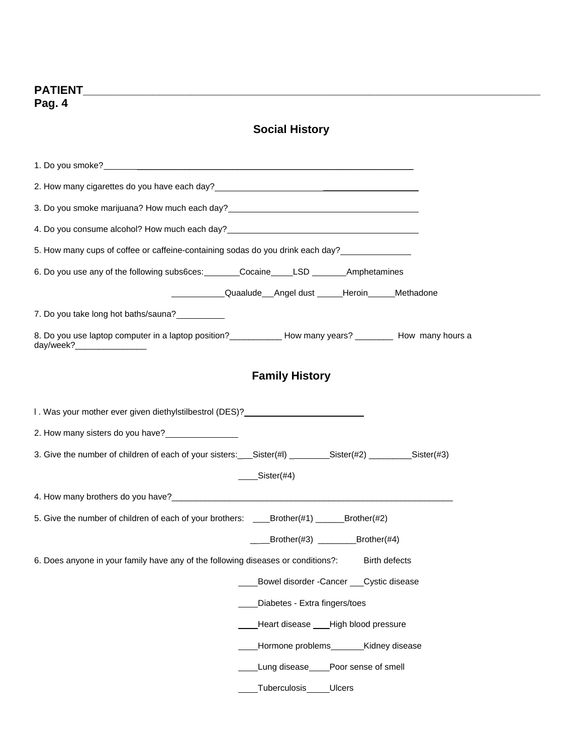**PATIENT**\_\_\_\_\_\_\_\_\_\_\_\_\_\_\_\_\_\_\_\_\_\_\_\_\_\_\_\_\_\_\_\_\_\_\_\_\_\_\_\_\_\_\_\_\_\_\_\_\_\_\_\_\_\_\_\_\_\_\_\_\_\_\_\_\_\_\_\_\_\_
**Pag. 4**

## Social History

1. Do you smoke?\_\_\_\_\_\_\_\_\_\_\_\_\_\_\_\_\_\_\_\_\_\_\_\_\_\_\_\_\_\_\_\_\_\_\_\_\_\_\_\_\_\_\_\_\_\_\_\_\_\_\_\_\_\_\_

2. How many cigarettes do you have each day?\_\_\_\_\_\_\_\_\_\_\_\_\_\_\_\_\_\_\_\_\_\_\_\_\_\_\_\_\_\_\_\_\_\_\_\_\_\_\_\_

3. Do you smoke marijuana? How much each day?\_\_\_\_\_\_\_\_\_\_\_\_\_\_\_\_\_\_\_\_\_\_\_\_\_\_\_\_\_\_\_\_\_\_\_\_\_\_\_\_

4. Do you consume alcohol? How much each day?\_\_\_\_\_\_\_\_\_\_\_\_\_\_\_\_\_\_\_\_\_\_\_\_\_\_\_\_\_\_\_\_\_\_\_\_\_\_\_\_

5. How many cups of coffee or caffeine-containing sodas do you drink each day?\_\_\_\_\_\_\_\_\_\_\_\_\_\_

6. Do you use any of the following subs6ces: \_\_\_\_\_\_\_Cocaine\_\_\_\_LSD \_\_\_\_\_\_\_Amphetamines

   \_\_\_\_\_\_\_\_\_\_\_Quaalude\_\_\_Angel dust \_\_\_\_\_Heroin\_\_\_\_\_Methadone

7. Do you take long hot baths/sauna?\_\_\_\_\_\_\_\_\_\_

8. Do you use laptop computer in a laptop position?\_\_\_\_\_\_\_\_\_\_\_ How many years? \_\_\_\_\_\_\_\_ How many hours a day/week?\_\_\_\_\_\_\_\_\_\_\_\_\_\_\_

## Family History

l . Was your mother ever given diethylstilbestrol (DES)?\_\_\_\_\_\_\_\_\_\_\_\_\_\_\_\_\_\_\_\_\_\_\_\_\_

2. How many sisters do you have?\_\_\_\_\_\_\_\_\_\_\_\_\_\_\_

3. Give the number of children of each of your sisters:\_\_\_Sister(#l) \_\_\_\_\_\_\_\_Sister(#2) \_\_\_\_\_\_\_\_\_Sister(#3)

   \_\_\_\_Sister(#4)

4. How many brothers do you have?\_\_\_\_\_\_\_\_\_\_\_\_\_\_\_\_\_\_\_\_\_\_\_\_\_\_\_\_\_\_\_\_\_\_\_\_\_\_\_\_\_\_\_\_\_\_\_\_\_\_\_\_\_\_\_\_\_\_\_\_\_

5. Give the number of children of each of your brothers: \_\_\_Brother(#1) \_\_\_\_\_\_Brother(#2)

   \_\_\_\_Brother(#3) \_\_\_\_\_\_\_\_Brother(#4)

6. Does anyone in your family have any of the following diseases or conditions?: Birth defects

   \_\_\_\_Bowel disorder -Cancer \_\_\_Cystic disease

   \_\_\_\_Diabetes - Extra fingers/toes

   \_\_\_\_Heart disease \_\_\_High blood pressure

   \_\_\_\_Hormone problems\_\_\_\_\_\_\_Kidney disease

   \_\_\_\_Lung disease\_\_\_\_Poor sense of smell

   \_\_\_\_Tuberculosis\_\_\_\_\_Ulcers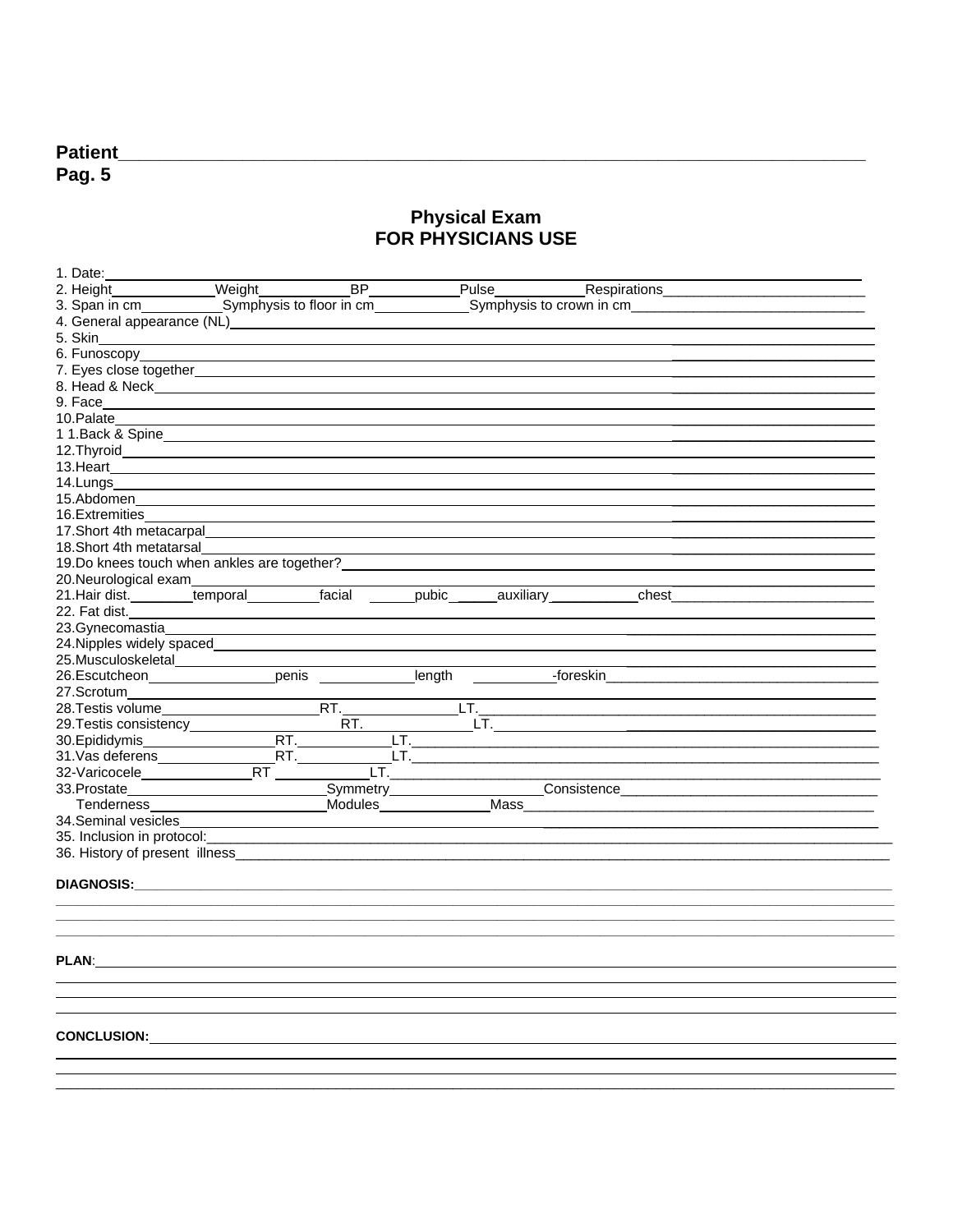**Patient**\_\_\_\_\_\_\_\_\_\_\_\_\_\_\_\_\_\_\_\_\_\_\_\_\_\_\_\_\_\_\_\_\_\_\_\_\_\_\_\_\_\_\_\_\_\_\_\_\_\_\_\_\_\_\_\_\_\_\_\_
**Pag. 5**

## Physical Exam
## FOR PHYSICIANS USE

1. Date:\_\_\_\_\_\_\_\_\_\_\_\_\_\_\_\_\_\_\_\_\_\_\_\_\_\_\_\_\_\_\_\_\_\_\_\_\_\_\_\_\_\_\_\_\_\_\_\_\_\_\_\_\_\_\_\_\_\_
2. Height\_\_\_\_\_\_\_\_\_\_Weight\_\_\_\_\_\_\_\_\_\_BP\_\_\_\_\_\_\_\_\_\_Pulse\_\_\_\_\_\_\_\_\_\_Respirations\_\_\_\_\_\_\_\_\_\_\_\_\_\_\_\_\_\_\_\_
3. Span in cm\_\_\_\_\_\_\_\_\_\_Symphysis to floor in cm\_\_\_\_\_\_\_\_\_\_Symphysis to crown in cm\_\_\_\_\_\_\_\_\_\_\_\_\_\_\_\_\_\_\_\_
4. General appearance (NL)\_\_\_\_\_\_\_\_\_\_\_\_\_\_\_\_\_\_\_\_\_\_\_\_\_\_\_\_\_\_\_\_\_\_\_\_\_\_\_\_\_\_\_\_\_\_\_\_
5. Skin\_\_\_\_\_\_\_\_\_\_\_\_\_\_\_\_\_\_\_\_\_\_\_\_\_\_\_\_\_\_\_\_\_\_\_\_\_\_\_\_\_\_\_\_\_\_\_\_\_\_\_\_\_\_\_\_\_\_
6. Funoscopy\_\_\_\_\_\_\_\_\_\_\_\_\_\_\_\_\_\_\_\_\_\_\_\_\_\_\_\_\_\_\_\_\_\_\_\_\_\_\_\_\_\_\_\_\_\_\_\_\_\_\_\_\_\_
7. Eyes close together\_\_\_\_\_\_\_\_\_\_\_\_\_\_\_\_\_\_\_\_\_\_\_\_\_\_\_\_\_\_\_\_\_\_\_\_\_\_\_\_\_\_\_\_\_\_\_\_\_\_
8. Head & Neck\_\_\_\_\_\_\_\_\_\_\_\_\_\_\_\_\_\_\_\_\_\_\_\_\_\_\_\_\_\_\_\_\_\_\_\_\_\_\_\_\_\_\_\_\_\_\_\_\_\_\_\_\_\_
9. Face\_\_\_\_\_\_\_\_\_\_\_\_\_\_\_\_\_\_\_\_\_\_\_\_\_\_\_\_\_\_\_\_\_\_\_\_\_\_\_\_\_\_\_\_\_\_\_\_\_\_\_\_\_\_\_\_\_\_
10. Palate\_\_\_\_\_\_\_\_\_\_\_\_\_\_\_\_\_\_\_\_\_\_\_\_\_\_\_\_\_\_\_\_\_\_\_\_\_\_\_\_\_\_\_\_\_\_\_\_\_\_\_\_\_\_\_\_
11. Back & Spine\_\_\_\_\_\_\_\_\_\_\_\_\_\_\_\_\_\_\_\_\_\_\_\_\_\_\_\_\_\_\_\_\_\_\_\_\_\_\_\_\_\_\_\_\_\_\_\_\_\_\_\_
12. Thyroid\_\_\_\_\_\_\_\_\_\_\_\_\_\_\_\_\_\_\_\_\_\_\_\_\_\_\_\_\_\_\_\_\_\_\_\_\_\_\_\_\_\_\_\_\_\_\_\_\_\_\_\_\_\_\_\_
13. Heart\_\_\_\_\_\_\_\_\_\_\_\_\_\_\_\_\_\_\_\_\_\_\_\_\_\_\_\_\_\_\_\_\_\_\_\_\_\_\_\_\_\_\_\_\_\_\_\_\_\_\_\_\_\_\_\_\_
14. Lungs\_\_\_\_\_\_\_\_\_\_\_\_\_\_\_\_\_\_\_\_\_\_\_\_\_\_\_\_\_\_\_\_\_\_\_\_\_\_\_\_\_\_\_\_\_\_\_\_\_\_\_\_\_\_\_\_\_
15. Abdomen\_\_\_\_\_\_\_\_\_\_\_\_\_\_\_\_\_\_\_\_\_\_\_\_\_\_\_\_\_\_\_\_\_\_\_\_\_\_\_\_\_\_\_\_\_\_\_\_\_\_\_\_\_\_\_
16. Extremities\_\_\_\_\_\_\_\_\_\_\_\_\_\_\_\_\_\_\_\_\_\_\_\_\_\_\_\_\_\_\_\_\_\_\_\_\_\_\_\_\_\_\_\_\_\_\_\_\_\_\_\_\_
17. Short 4th metacarpal\_\_\_\_\_\_\_\_\_\_\_\_\_\_\_\_\_\_\_\_\_\_\_\_\_\_\_\_\_\_\_\_\_\_\_\_\_\_\_\_\_\_\_\_\_\_\_\_
18. Short 4th metatarsal\_\_\_\_\_\_\_\_\_\_\_\_\_\_\_\_\_\_\_\_\_\_\_\_\_\_\_\_\_\_\_\_\_\_\_\_\_\_\_\_\_\_\_\_\_\_\_\_
19. Do knees touch when ankles are together?\_\_\_\_\_\_\_\_\_\_\_\_\_\_\_\_\_\_\_\_\_\_\_\_\_\_\_\_\_\_\_\_\_\_\_\_
20. Neurological exam\_\_\_\_\_\_\_\_\_\_\_\_\_\_\_\_\_\_\_\_\_\_\_\_\_\_\_\_\_\_\_\_\_\_\_\_\_\_\_\_\_\_\_\_\_\_\_\_\_\_
21. Hair dist.\_\_\_\_\_\_temporal\_\_\_\_\_\_facial \_\_\_\_\_\_pubic \_\_\_\_\_\_auxiliary\_\_\_\_\_\_\_\_chest\_\_\_\_\_\_\_\_\_\_\_\_\_\_\_\_\_
22. Fat dist.\_\_\_\_\_\_\_\_\_\_\_\_\_\_\_\_\_\_\_\_\_\_\_\_\_\_\_\_\_\_\_\_\_\_\_\_\_\_\_\_\_\_\_\_\_\_\_\_\_\_\_\_\_\_\_\_
23. Gynecomastia\_\_\_\_\_\_\_\_\_\_\_\_\_\_\_\_\_\_\_\_\_\_\_\_\_\_\_\_\_\_\_\_\_\_\_\_\_\_\_\_\_\_\_\_\_\_\_\_\_\_\_\_
24. Nipples widely spaced\_\_\_\_\_\_\_\_\_\_\_\_\_\_\_\_\_\_\_\_\_\_\_\_\_\_\_\_\_\_\_\_\_\_\_\_\_\_\_\_\_\_\_\_\_\_\_\_
25. Musculoskeletal\_\_\_\_\_\_\_\_\_\_\_\_\_\_\_\_\_\_\_\_\_\_\_\_\_\_\_\_\_\_\_\_\_\_\_\_\_\_\_\_\_\_\_\_\_\_\_\_\_\_\_
26. Escutcheon\_\_\_\_\_\_\_\_\_\_\_\_penis \_\_\_\_\_\_\_\_\_\_length \_\_\_\_\_\_\_\_\_\_-foreskin\_\_\_\_\_\_\_\_\_\_\_\_\_\_\_\_\_\_\_\_\_\_\_\_
27. Scrotum\_\_\_\_\_\_\_\_\_\_\_\_\_\_\_\_\_\_\_\_\_\_\_\_\_\_\_\_\_\_\_\_\_\_\_\_\_\_\_\_\_\_\_\_\_\_\_\_\_\_\_\_\_\_\_\_
28. Testis volume\_\_\_\_\_\_\_\_\_\_\_\_\_\_RT.\_\_\_\_\_\_\_\_\_\_\_\_LT.\_\_\_\_\_\_\_\_\_\_\_\_\_\_\_\_\_\_\_\_\_\_\_\_\_\_\_\_\_\_\_\_\_\_\_\_
29. Testis consistency\_\_\_\_\_\_\_\_\_\_\_\_\_\_RT.\_\_\_\_\_\_\_\_\_\_\_\_LT.\_\_\_\_\_\_\_\_\_\_\_\_\_\_\_\_\_\_\_\_\_\_\_\_\_\_\_\_\_\_\_\_
30. Epididymis\_\_\_\_\_\_\_\_\_\_\_\_\_\_RT.\_\_\_\_\_\_\_\_\_\_LT.\_\_\_\_\_\_\_\_\_\_\_\_\_\_\_\_\_\_\_\_\_\_\_\_\_\_\_\_\_\_\_\_\_\_\_\_\_\_\_\_\_\_
31. Vas deferens\_\_\_\_\_\_\_\_\_\_\_\_\_\_RT.\_\_\_\_\_\_\_\_\_\_LT.\_\_\_\_\_\_\_\_\_\_\_\_\_\_\_\_\_\_\_\_\_\_\_\_\_\_\_\_\_\_\_\_\_\_\_\_\_\_\_\_\_
32-Varicocele\_\_\_\_\_\_\_\_\_\_\_\_RT \_\_\_\_\_\_\_\_\_\_LT.\_\_\_\_\_\_\_\_\_\_\_\_\_\_\_\_\_\_\_\_\_\_\_\_\_\_\_\_\_\_\_\_\_\_\_\_\_\_\_\_\_\_\_\_
33. Prostate\_\_\_\_\_\_\_\_\_\_\_\_\_\_\_\_\_\_\_\_Symmetry\_\_\_\_\_\_\_\_\_\_\_\_\_\_\_\_Consistence\_\_\_\_\_\_\_\_\_\_\_\_\_\_\_\_\_\_\_\_\_\_\_\_\_\_
    Tenderness\_\_\_\_\_\_\_\_\_\_\_\_\_\_\_\_\_\_\_\_Modules\_\_\_\_\_\_\_\_\_\_\_\_Mass\_\_\_\_\_\_\_\_\_\_\_\_\_\_\_\_\_\_\_\_\_\_\_\_\_\_\_\_\_\_\_\_\_\_\_
34. Seminal vesicles\_\_\_\_\_\_\_\_\_\_\_\_\_\_\_\_\_\_\_\_\_\_\_\_\_\_\_\_\_\_\_\_\_\_\_\_\_\_\_\_\_\_\_\_\_\_\_\_\_\_\_\_
35. Inclusion in protocol:\_\_\_\_\_\_\_\_\_\_\_\_\_\_\_\_\_\_\_\_\_\_\_\_\_\_\_\_\_\_\_\_\_\_\_\_\_\_\_\_\_\_\_\_\_\_\_\_\_\_\_\_\_\_\_\_\_\_\_\_\_\_\_\_\_
36. History of present illness\_\_\_\_\_\_\_\_\_\_\_\_\_\_\_\_\_\_\_\_\_\_\_\_\_\_\_\_\_\_\_\_\_\_\_\_\_\_\_\_\_\_\_\_\_\_\_\_\_\_\_\_\_\_\_\_\_\_\_\_\_\_

**DIAGNOSIS:**\_\_\_\_\_\_\_\_\_\_\_\_\_\_\_\_\_\_\_\_\_\_\_\_\_\_\_\_\_\_\_\_\_\_\_\_\_\_\_\_\_\_\_\_\_\_\_\_\_\_\_\_\_\_\_\_\_\_\_\_\_\_\_\_\_\_\_\_\_\_\_\_\_\_

**PLAN**:\_\_\_\_\_\_\_\_\_\_\_\_\_\_\_\_\_\_\_\_\_\_\_\_\_\_\_\_\_\_\_\_\_\_\_\_\_\_\_\_\_\_\_\_\_\_\_\_\_\_\_\_\_\_\_\_\_\_\_\_\_\_\_\_\_\_\_\_\_\_\_\_\_\_\_\_\_

**CONCLUSION:**\_\_\_\_\_\_\_\_\_\_\_\_\_\_\_\_\_\_\_\_\_\_\_\_\_\_\_\_\_\_\_\_\_\_\_\_\_\_\_\_\_\_\_\_\_\_\_\_\_\_\_\_\_\_\_\_\_\_\_\_\_\_\_\_\_\_\_\_\_\_\_